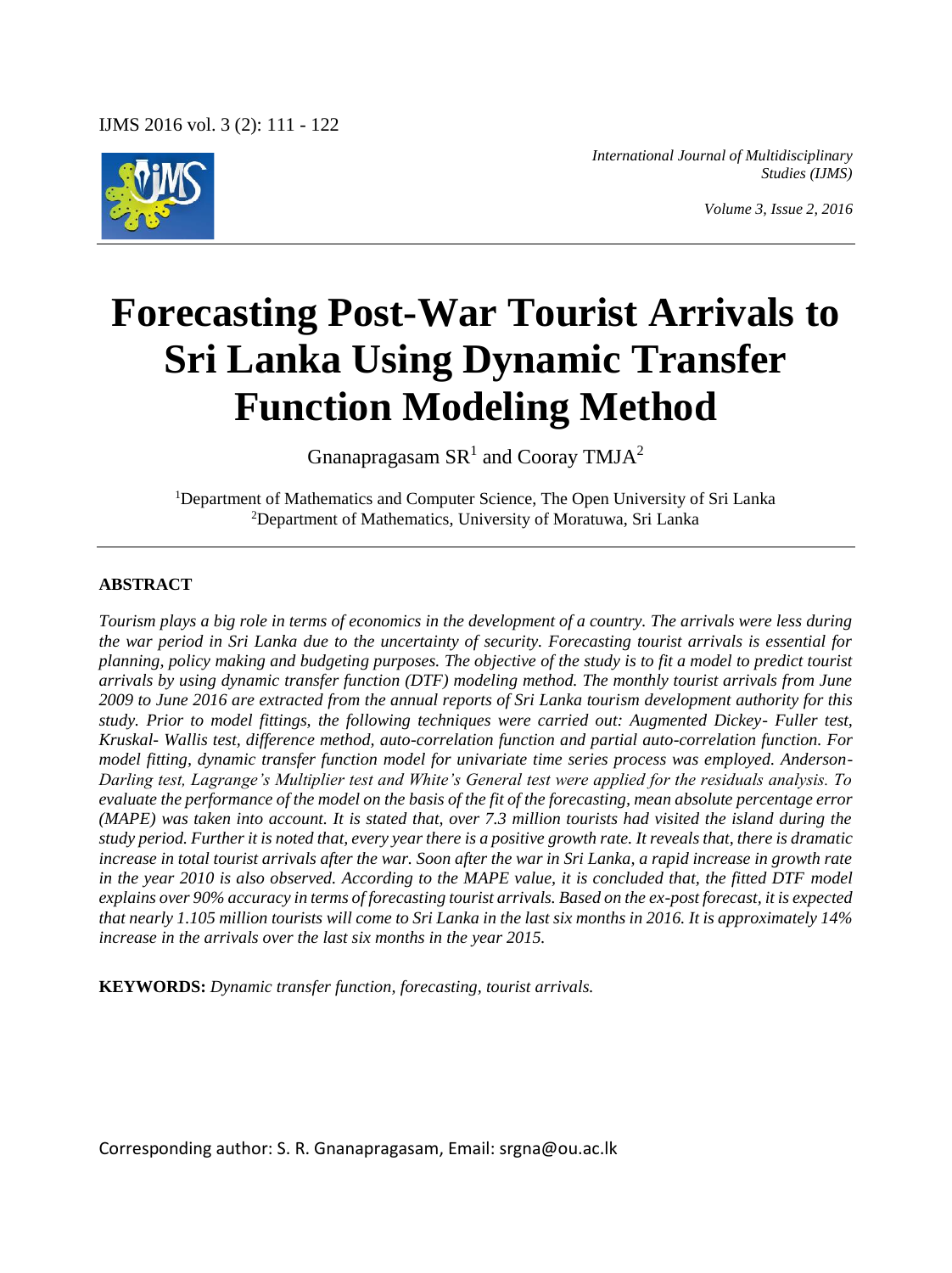# Forecasting Post-War Tourist Arrivals to Sri Lanka Using Dynamic Transfer Function Modeling Method

Gnanapragasam SR[1] and Cooray TMJA[2]

[1]Department of Mathematics and Computer Science, The Open University of Sri Lanka
[2]Department of Mathematics, University of Moratuwa, Sri Lanka

## ABSTRACT

*Tourism plays a big role in terms of economics in the development of a country. The arrivals were less during the war period in Sri Lanka due to the uncertainty of security. Forecasting tourist arrivals is essential for planning, policy making and budgeting purposes. The objective of the study is to fit a model to predict tourist arrivals by using dynamic transfer function (DTF) modeling method. The monthly tourist arrivals from June 2009 to June 2016 are extracted from the annual reports of Sri Lanka tourism development authority for this study. Prior to model fittings, the following techniques were carried out: Augmented Dickey- Fuller test, Kruskal- Wallis test, difference method, auto-correlation function and partial auto-correlation function. For model fitting, dynamic transfer function model for univariate time series process was employed. Anderson-Darling test, Lagrange's Multiplier test and White's General test were applied for the residuals analysis. To evaluate the performance of the model on the basis of the fit of the forecasting, mean absolute percentage error (MAPE) was taken into account. It is stated that, over 7.3 million tourists had visited the island during the study period. Further it is noted that, every year there is a positive growth rate. It reveals that, there is dramatic increase in total tourist arrivals after the war. Soon after the war in Sri Lanka, a rapid increase in growth rate in the year 2010 is also observed. According to the MAPE value, it is concluded that, the fitted DTF model explains over 90% accuracy in terms of forecasting tourist arrivals. Based on the ex-post forecast, it is expected that nearly 1.105 million tourists will come to Sri Lanka in the last six months in 2016. It is approximately 14% increase in the arrivals over the last six months in the year 2015.*

**KEYWORDS:** *Dynamic transfer function, forecasting, tourist arrivals.*

Corresponding author: S. R. Gnanapragasam, Email: srgna@ou.ac.lk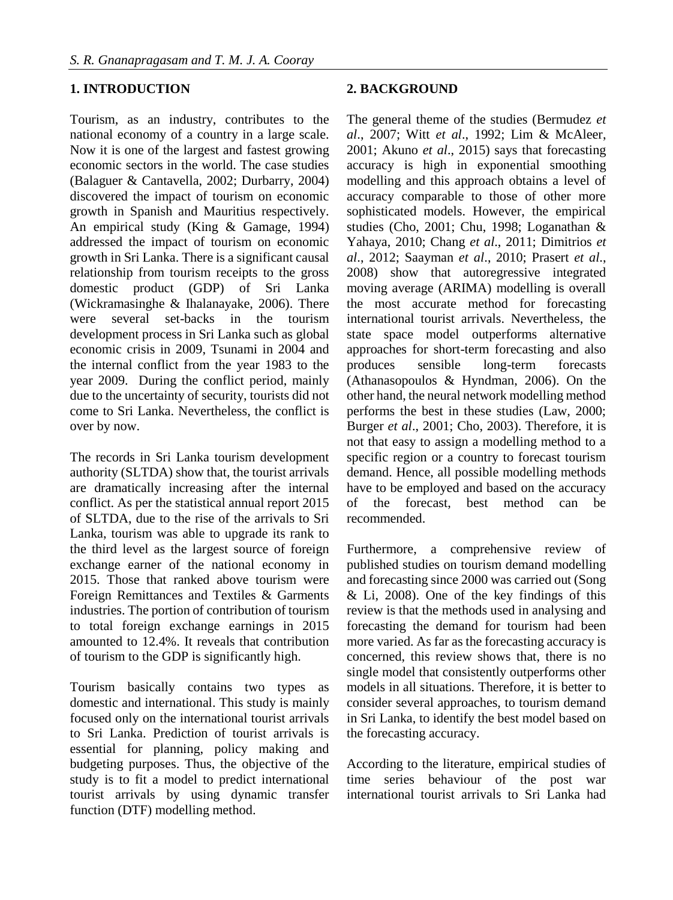## 1. INTRODUCTION

Tourism, as an industry, contributes to the national economy of a country in a large scale. Now it is one of the largest and fastest growing economic sectors in the world. The case studies (Balaguer & Cantavella, 2002; Durbarry, 2004) discovered the impact of tourism on economic growth in Spanish and Mauritius respectively. An empirical study (King & Gamage, 1994) addressed the impact of tourism on economic growth in Sri Lanka. There is a significant causal relationship from tourism receipts to the gross domestic product (GDP) of Sri Lanka (Wickramasinghe & Ihalanayake, 2006). There were several set-backs in the tourism development process in Sri Lanka such as global economic crisis in 2009, Tsunami in 2004 and the internal conflict from the year 1983 to the year 2009. During the conflict period, mainly due to the uncertainty of security, tourists did not come to Sri Lanka. Nevertheless, the conflict is over by now.

The records in Sri Lanka tourism development authority (SLTDA) show that, the tourist arrivals are dramatically increasing after the internal conflict. As per the statistical annual report 2015 of SLTDA, due to the rise of the arrivals to Sri Lanka, tourism was able to upgrade its rank to the third level as the largest source of foreign exchange earner of the national economy in 2015. Those that ranked above tourism were Foreign Remittances and Textiles & Garments industries. The portion of contribution of tourism to total foreign exchange earnings in 2015 amounted to 12.4%. It reveals that contribution of tourism to the GDP is significantly high.

Tourism basically contains two types as domestic and international. This study is mainly focused only on the international tourist arrivals to Sri Lanka. Prediction of tourist arrivals is essential for planning, policy making and budgeting purposes. Thus, the objective of the study is to fit a model to predict international tourist arrivals by using dynamic transfer function (DTF) modelling method.

## 2. BACKGROUND

The general theme of the studies (Bermudez *et al*., 2007; Witt *et al*., 1992; Lim & McAleer, 2001; Akuno *et al*., 2015) says that forecasting accuracy is high in exponential smoothing modelling and this approach obtains a level of accuracy comparable to those of other more sophisticated models. However, the empirical studies (Cho, 2001; Chu, 1998; Loganathan & Yahaya, 2010; Chang *et al*., 2011; Dimitrios *et al*., 2012; Saayman *et al*., 2010; Prasert *et al*., 2008) show that autoregressive integrated moving average (ARIMA) modelling is overall the most accurate method for forecasting international tourist arrivals. Nevertheless, the state space model outperforms alternative approaches for short-term forecasting and also produces sensible long-term forecasts (Athanasopoulos & Hyndman, 2006). On the other hand, the neural network modelling method performs the best in these studies (Law, 2000; Burger *et al*., 2001; Cho, 2003). Therefore, it is not that easy to assign a modelling method to a specific region or a country to forecast tourism demand. Hence, all possible modelling methods have to be employed and based on the accuracy of the forecast, best method can be recommended.

Furthermore, a comprehensive review of published studies on tourism demand modelling and forecasting since 2000 was carried out (Song & Li, 2008). One of the key findings of this review is that the methods used in analysing and forecasting the demand for tourism had been more varied. As far as the forecasting accuracy is concerned, this review shows that, there is no single model that consistently outperforms other models in all situations. Therefore, it is better to consider several approaches, to tourism demand in Sri Lanka, to identify the best model based on the forecasting accuracy.

According to the literature, empirical studies of time series behaviour of the post war international tourist arrivals to Sri Lanka had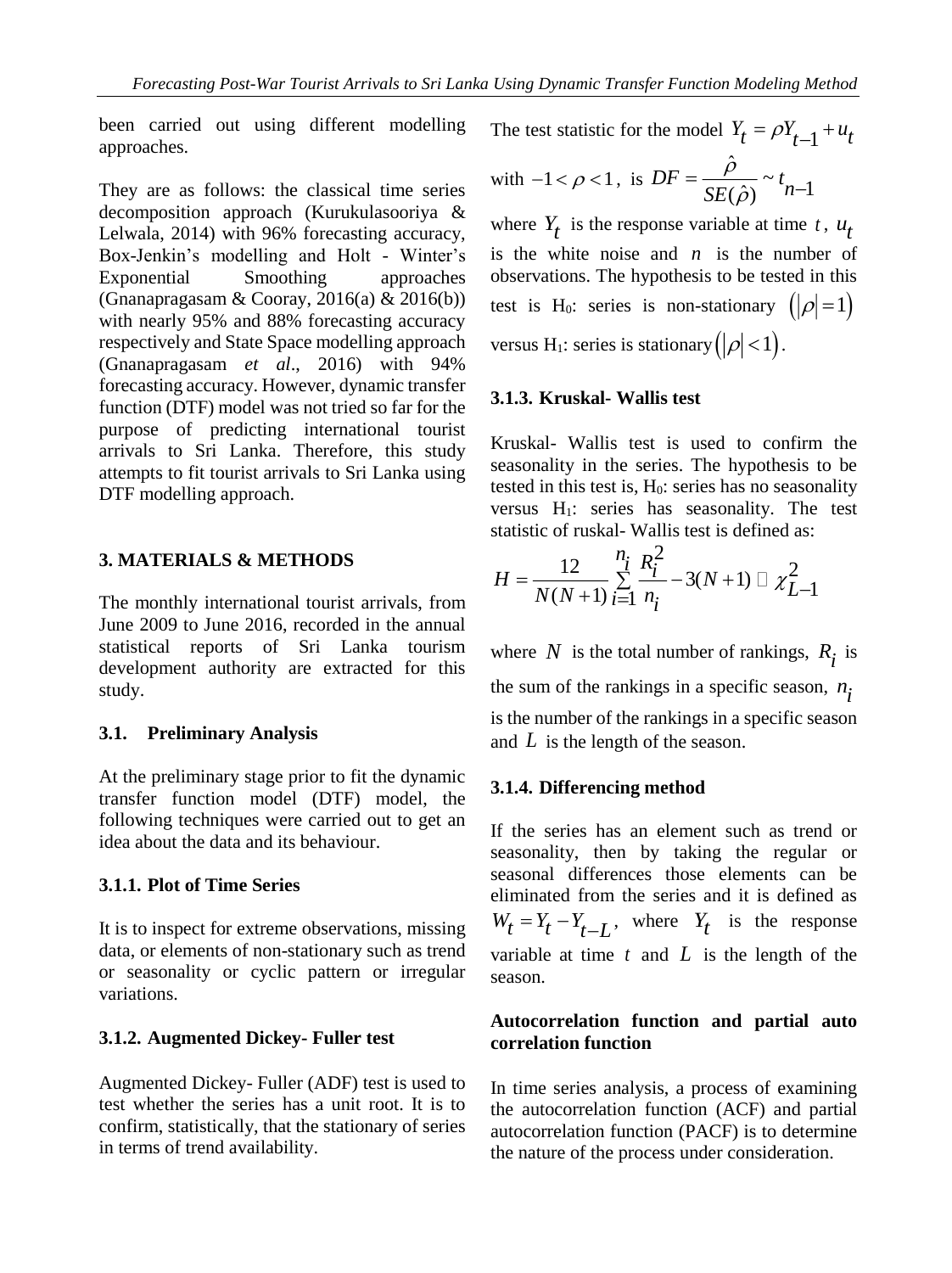been carried out using different modelling approaches.

They are as follows: the classical time series decomposition approach (Kurukulasooriya & Lelwala, 2014) with 96% forecasting accuracy, Box-Jenkin's modelling and Holt - Winter's Exponential Smoothing approaches (Gnanapragasam & Cooray, 2016(a) & 2016(b)) with nearly 95% and 88% forecasting accuracy respectively and State Space modelling approach (Gnanapragasam *et al*., 2016) with 94% forecasting accuracy. However, dynamic transfer function (DTF) model was not tried so far for the purpose of predicting international tourist arrivals to Sri Lanka. Therefore, this study attempts to fit tourist arrivals to Sri Lanka using DTF modelling approach.

## 3. MATERIALS & METHODS

The monthly international tourist arrivals, from June 2009 to June 2016, recorded in the annual statistical reports of Sri Lanka tourism development authority are extracted for this study.

### 3.1. Preliminary Analysis

At the preliminary stage prior to fit the dynamic transfer function model (DTF) model, the following techniques were carried out to get an idea about the data and its behaviour.

#### 3.1.1. Plot of Time Series

It is to inspect for extreme observations, missing data, or elements of non-stationary such as trend or seasonality or cyclic pattern or irregular variations.

#### 3.1.2. Augmented Dickey- Fuller test

Augmented Dickey- Fuller (ADF) test is used to test whether the series has a unit root. It is to confirm, statistically, that the stationary of series in terms of trend availability.

The test statistic for the model $Y_t = \rho Y_{t-1} + u_t$ with $-1 < \rho < 1$, is $DF = \dfrac{\hat{\rho}}{SE(\hat{\rho})} \sim t_{n-1}$

where $Y_t$ is the response variable at time $t$, $u_t$ is the white noise and $n$ is the number of observations. The hypothesis to be tested in this test is H$_0$: series is non-stationary $\left(|\rho| = 1\right)$ versus H$_1$: series is stationary $\left(|\rho| < 1\right)$.

#### 3.1.3. Kruskal- Wallis test

Kruskal- Wallis test is used to confirm the seasonality in the series. The hypothesis to be tested in this test is, H$_0$: series has no seasonality versus H$_1$: series has seasonality. The test statistic of ruskal- Wallis test is defined as:

$$H = \frac{12}{N(N+1)} \sum_{i=1}^{n_i} \frac{R_i^2}{n_i} - 3(N+1) \sim \chi^2_{L-1}$$

where $N$ is the total number of rankings, $R_i$ is the sum of the rankings in a specific season, $n_i$ is the number of the rankings in a specific season and $L$ is the length of the season.

#### 3.1.4. Differencing method

If the series has an element such as trend or seasonality, then by taking the regular or seasonal differences those elements can be eliminated from the series and it is defined as $W_t = Y_t - Y_{t-L}$, where $Y_t$ is the response variable at time $t$ and $L$ is the length of the season.

#### Autocorrelation function and partial auto correlation function

In time series analysis, a process of examining the autocorrelation function (ACF) and partial autocorrelation function (PACF) is to determine the nature of the process under consideration.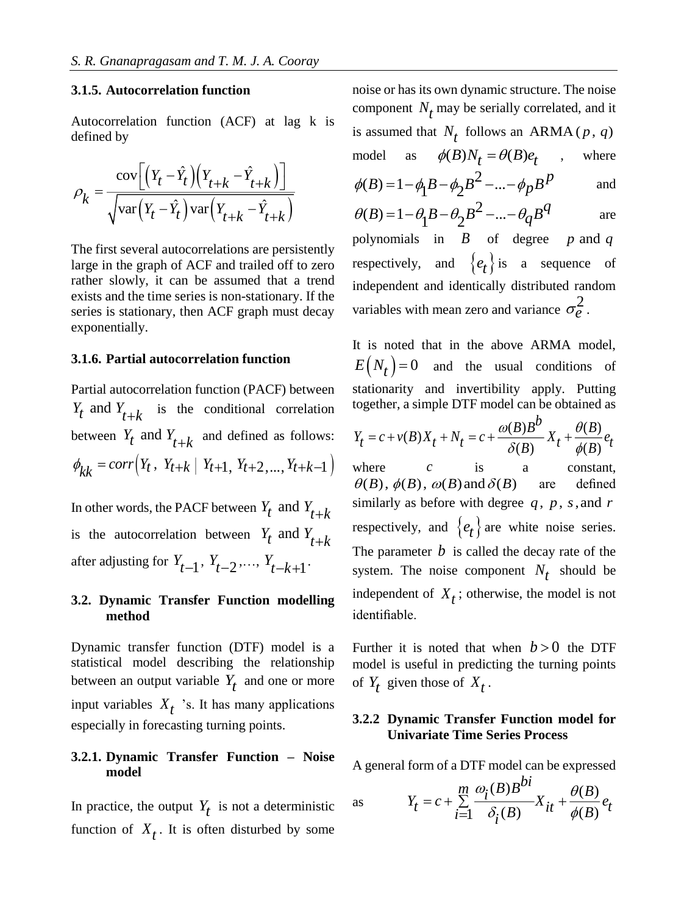### 3.1.5. Autocorrelation function

Autocorrelation function (ACF) at lag k is defined by

$$\rho_k = \frac{\text{cov}\left[\left(Y_t - \hat{Y}_t\right)\left(Y_{t+k} - \hat{Y}_{t+k}\right)\right]}{\sqrt{\text{var}\left(Y_t - \hat{Y}_t\right)\text{var}\left(Y_{t+k} - \hat{Y}_{t+k}\right)}}$$

The first several autocorrelations are persistently large in the graph of ACF and trailed off to zero rather slowly, it can be assumed that a trend exists and the time series is non-stationary. If the series is stationary, then ACF graph must decay exponentially.

### 3.1.6. Partial autocorrelation function

Partial autocorrelation function (PACF) between $Y_t$ and $Y_{t+k}$ is the conditional correlation between $Y_t$ and $Y_{t+k}$ and defined as follows: $\phi_{kk} = corr\left(Y_t,\ Y_{t+k} \mid Y_{t+1}, Y_{t+2}, ..., Y_{t+k-1}\right)$

In other words, the PACF between $Y_t$ and $Y_{t+k}$ is the autocorrelation between $Y_t$ and $Y_{t+k}$ after adjusting for $Y_{t-1}, Y_{t-2}, \ldots, Y_{t-k+1}$.

## 3.2. Dynamic Transfer Function modelling method

Dynamic transfer function (DTF) model is a statistical model describing the relationship between an output variable $Y_t$ and one or more input variables $X_t$ 's. It has many applications especially in forecasting turning points.

### 3.2.1. Dynamic Transfer Function – Noise model

In practice, the output $Y_t$ is not a deterministic function of $X_t$. It is often disturbed by some noise or has its own dynamic structure. The noise component $N_t$ may be serially correlated, and it is assumed that $N_t$ follows an ARMA$(p, q)$ model as $\phi(B)N_t = \theta(B)e_t$, where $\phi(B) = 1 - \phi_1 B - \phi_2 B^2 - ... - \phi_p B^p$ and $\theta(B) = 1 - \theta_1 B - \theta_2 B^2 - ... - \theta_q B^q$ are polynomials in $B$ of degree $p$ and $q$ respectively, and $\{e_t\}$ is a sequence of independent and identically distributed random variables with mean zero and variance $\sigma_e^2$.

It is noted that in the above ARMA model, $E\left(N_t\right) = 0$ and the usual conditions of stationarity and invertibility apply. Putting together, a simple DTF model can be obtained as

$$Y_t = c + v(B)X_t + N_t = c + \frac{\omega(B)B^b}{\delta(B)}X_t + \frac{\theta(B)}{\phi(B)}e_t$$

where $c$ is a constant, $\theta(B)$, $\phi(B)$, $\omega(B)$ and $\delta(B)$ are defined similarly as before with degree $q$, $p$, $s$, and $r$ respectively, and $\{e_t\}$ are white noise series. The parameter $b$ is called the decay rate of the system. The noise component $N_t$ should be independent of $X_t$; otherwise, the model is not identifiable.

Further it is noted that when $b > 0$ the DTF model is useful in predicting the turning points of $Y_t$ given those of $X_t$.

### 3.2.2 Dynamic Transfer Function model for Univariate Time Series Process

A general form of a DTF model can be expressed as

$$Y_t = c + \sum_{i=1}^{m} \frac{\omega_i(B)B^{bi}}{\delta_i(B)}X_{it} + \frac{\theta(B)}{\phi(B)}e_t$$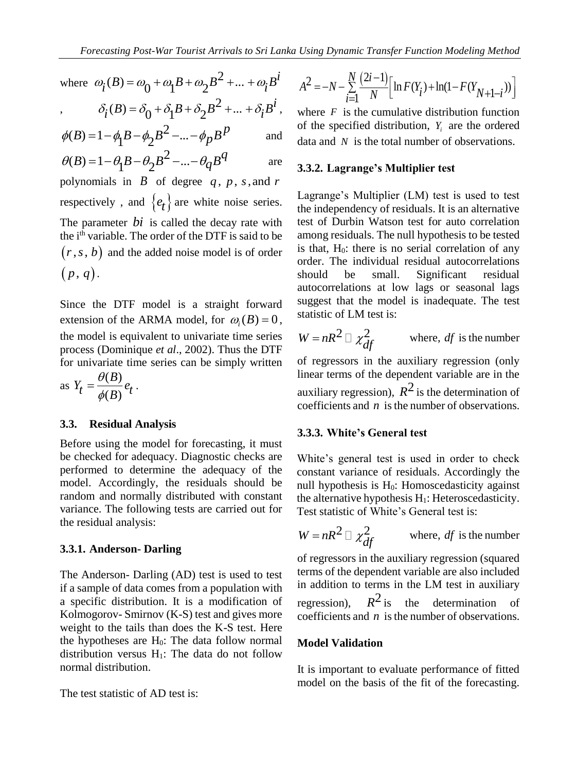where $\omega_i(B) = \omega_0 + \omega_1 B + \omega_2 B^2 + ... + \omega_i B^i$ , $\delta_i(B) = \delta_0 + \delta_1 B + \delta_2 B^2 + ... + \delta_i B^i$ , $\phi(B) = 1 - \phi_1 B - \phi_2 B^2 - ... - \phi_p B^p$ and $\theta(B) = 1 - \theta_1 B - \theta_2 B^2 - ... - \theta_q B^q$ are polynomials in $B$ of degree $q$, $p$, $s$, and $r$ respectively , and $\{e_t\}$ are white noise series. The parameter $bi$ is called the decay rate with the i[th] variable. The order of the DTF is said to be $(r, s, b)$ and the added noise model is of order $(p, q)$.

Since the DTF model is a straight forward extension of the ARMA model, for $\omega_i(B) = 0$, the model is equivalent to univariate time series process (Dominique *et al*., 2002). Thus the DTF for univariate time series can be simply written as $Y_t = \dfrac{\theta(B)}{\phi(B)} e_t$ .

### 3.3. Residual Analysis

Before using the model for forecasting, it must be checked for adequacy. Diagnostic checks are performed to determine the adequacy of the model. Accordingly, the residuals should be random and normally distributed with constant variance. The following tests are carried out for the residual analysis:

#### 3.3.1. Anderson- Darling

The Anderson- Darling (AD) test is used to test if a sample of data comes from a population with a specific distribution. It is a modification of Kolmogorov- Smirnov (K-S) test and gives more weight to the tails than does the K-S test. Here the hypotheses are H$_0$: The data follow normal distribution versus H$_1$: The data do not follow normal distribution.

The test statistic of AD test is:

$$A^2 = -N - \sum_{i=1}^{N} \frac{(2i-1)}{N} \left[ \ln F(Y_i) + \ln(1 - F(Y_{N+1-i})) \right]$$

where $F$ is the cumulative distribution function of the specified distribution, $Y_i$ are the ordered data and $N$ is the total number of observations.

#### 3.3.2. Lagrange's Multiplier test

Lagrange's Multiplier (LM) test is used to test the independency of residuals. It is an alternative test of Durbin Watson test for auto correlation among residuals. The null hypothesis to be tested is that, H$_0$: there is no serial correlation of any order. The individual residual autocorrelations should be small. Significant residual autocorrelations at low lags or seasonal lags suggest that the model is inadequate. The test statistic of LM test is:

$W = nR^2 \sim \chi^2_{df}$ where, $df$ is the number of regressors in the auxiliary regression (only linear terms of the dependent variable are in the auxiliary regression), $R^2$ is the determination of coefficients and $n$ is the number of observations.

#### 3.3.3. White's General test

White's general test is used in order to check constant variance of residuals. Accordingly the null hypothesis is H$_0$: Homoscedasticity against the alternative hypothesis H$_1$: Heteroscedasticity. Test statistic of White's General test is:

$W = nR^2 \sim \chi^2_{df}$ where, $df$ is the number of regressors in the auxiliary regression (squared terms of the dependent variable are also included in addition to terms in the LM test in auxiliary regression), $R^2$ is the determination of coefficients and $n$ is the number of observations.

### Model Validation

It is important to evaluate performance of fitted model on the basis of the fit of the forecasting.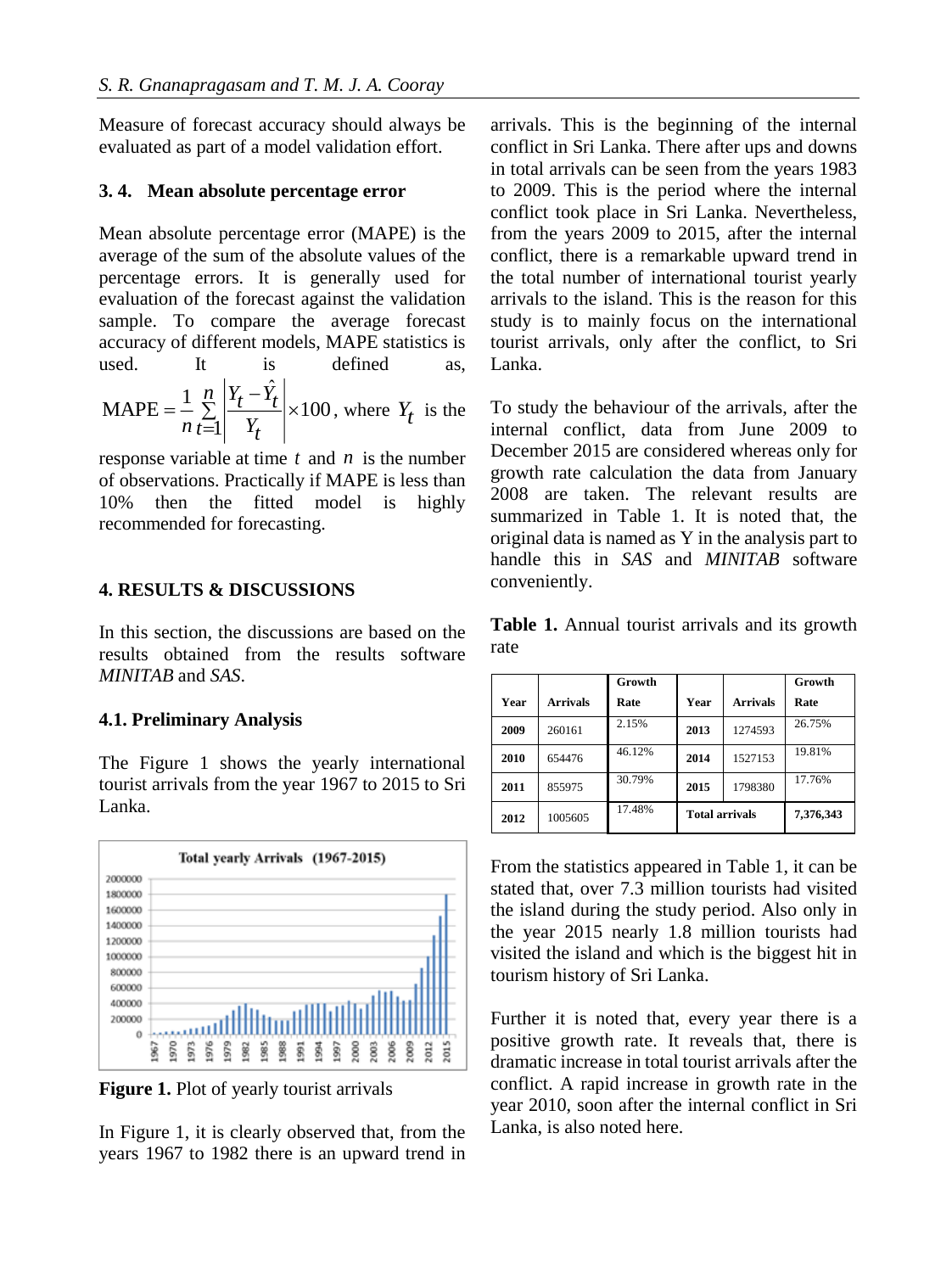Measure of forecast accuracy should always be evaluated as part of a model validation effort.

### 3. 4. Mean absolute percentage error

Mean absolute percentage error (MAPE) is the average of the sum of the absolute values of the percentage errors. It is generally used for evaluation of the forecast against the validation sample. To compare the average forecast accuracy of different models, MAPE statistics is used. It is defined as,

$$\text{MAPE} = \frac{1}{n}\sum_{t=1}^{n}\left|\frac{Y_t - \hat{Y}_t}{Y_t}\right| \times 100,$$

where $Y_t$ is the response variable at time $t$ and $n$ is the number of observations. Practically if MAPE is less than 10% then the fitted model is highly recommended for forecasting.

## 4. RESULTS & DISCUSSIONS

In this section, the discussions are based on the results obtained from the results software *MINITAB* and *SAS*.

### 4.1. Preliminary Analysis

The Figure 1 shows the yearly international tourist arrivals from the year 1967 to 2015 to Sri Lanka.

Total yearly Arrivals (1967-2015)

2000000
1800000
1600000
1400000
1200000
1000000
800000
600000
400000
200000
0

1967 1970 1973 1976 1979 1982 1985 1988 1991 1994 1997 2000 2003 2006 2009 2012 2015

**Figure 1.** Plot of yearly tourist arrivals

In Figure 1, it is clearly observed that, from the years 1967 to 1982 there is an upward trend in arrivals. This is the beginning of the internal conflict in Sri Lanka. There after ups and downs in total arrivals can be seen from the years 1983 to 2009. This is the period where the internal conflict took place in Sri Lanka. Nevertheless, from the years 2009 to 2015, after the internal conflict, there is a remarkable upward trend in the total number of international tourist yearly arrivals to the island. This is the reason for this study is to mainly focus on the international tourist arrivals, only after the conflict, to Sri Lanka.

To study the behaviour of the arrivals, after the internal conflict, data from June 2009 to December 2015 are considered whereas only for growth rate calculation the data from January 2008 are taken. The relevant results are summarized in Table 1. It is noted that, the original data is named as Y in the analysis part to handle this in *SAS* and *MINITAB* software conveniently.

**Table 1.** Annual tourist arrivals and its growth rate

| Year | Arrivals | Growth Rate | Year | Arrivals | Growth Rate |
|---|---|---|---|---|---|
| 2009 | 260161 | 2.15% | 2013 | 1274593 | 26.75% |
| 2010 | 654476 | 46.12% | 2014 | 1527153 | 19.81% |
| 2011 | 855975 | 30.79% | 2015 | 1798380 | 17.76% |
| 2012 | 1005605 | 17.48% | Total arrivals | | 7,376,343 |

From the statistics appeared in Table 1, it can be stated that, over 7.3 million tourists had visited the island during the study period. Also only in the year 2015 nearly 1.8 million tourists had visited the island and which is the biggest hit in tourism history of Sri Lanka.

Further it is noted that, every year there is a positive growth rate. It reveals that, there is dramatic increase in total tourist arrivals after the conflict. A rapid increase in growth rate in the year 2010, soon after the internal conflict in Sri Lanka, is also noted here.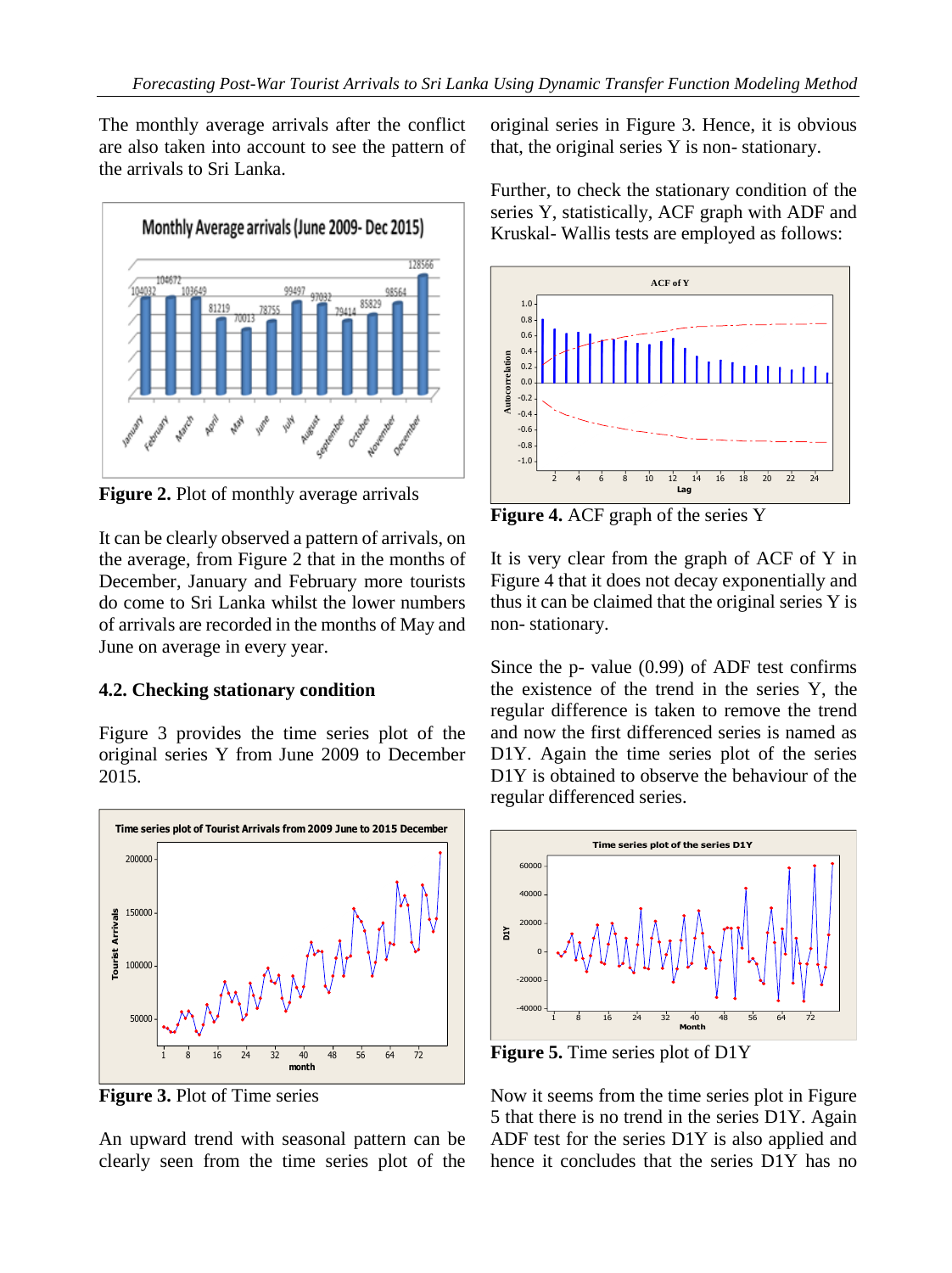The monthly average arrivals after the conflict are also taken into account to see the pattern of the arrivals to Sri Lanka.

**Figure 2.** Plot of monthly average arrivals

It can be clearly observed a pattern of arrivals, on the average, from Figure 2 that in the months of December, January and February more tourists do come to Sri Lanka whilst the lower numbers of arrivals are recorded in the months of May and June on average in every year.

### 4.2. Checking stationary condition

Figure 3 provides the time series plot of the original series Y from June 2009 to December 2015.

**Figure 3.** Plot of Time series

An upward trend with seasonal pattern can be clearly seen from the time series plot of the original series in Figure 3. Hence, it is obvious that, the original series Y is non- stationary.

Further, to check the stationary condition of the series Y, statistically, ACF graph with ADF and Kruskal- Wallis tests are employed as follows:

**Figure 4.** ACF graph of the series Y

It is very clear from the graph of ACF of Y in Figure 4 that it does not decay exponentially and thus it can be claimed that the original series Y is non- stationary.

Since the p- value (0.99) of ADF test confirms the existence of the trend in the series Y, the regular difference is taken to remove the trend and now the first differenced series is named as D1Y. Again the time series plot of the series D1Y is obtained to observe the behaviour of the regular differenced series.

**Figure 5.** Time series plot of D1Y

Now it seems from the time series plot in Figure 5 that there is no trend in the series D1Y. Again ADF test for the series D1Y is also applied and hence it concludes that the series D1Y has no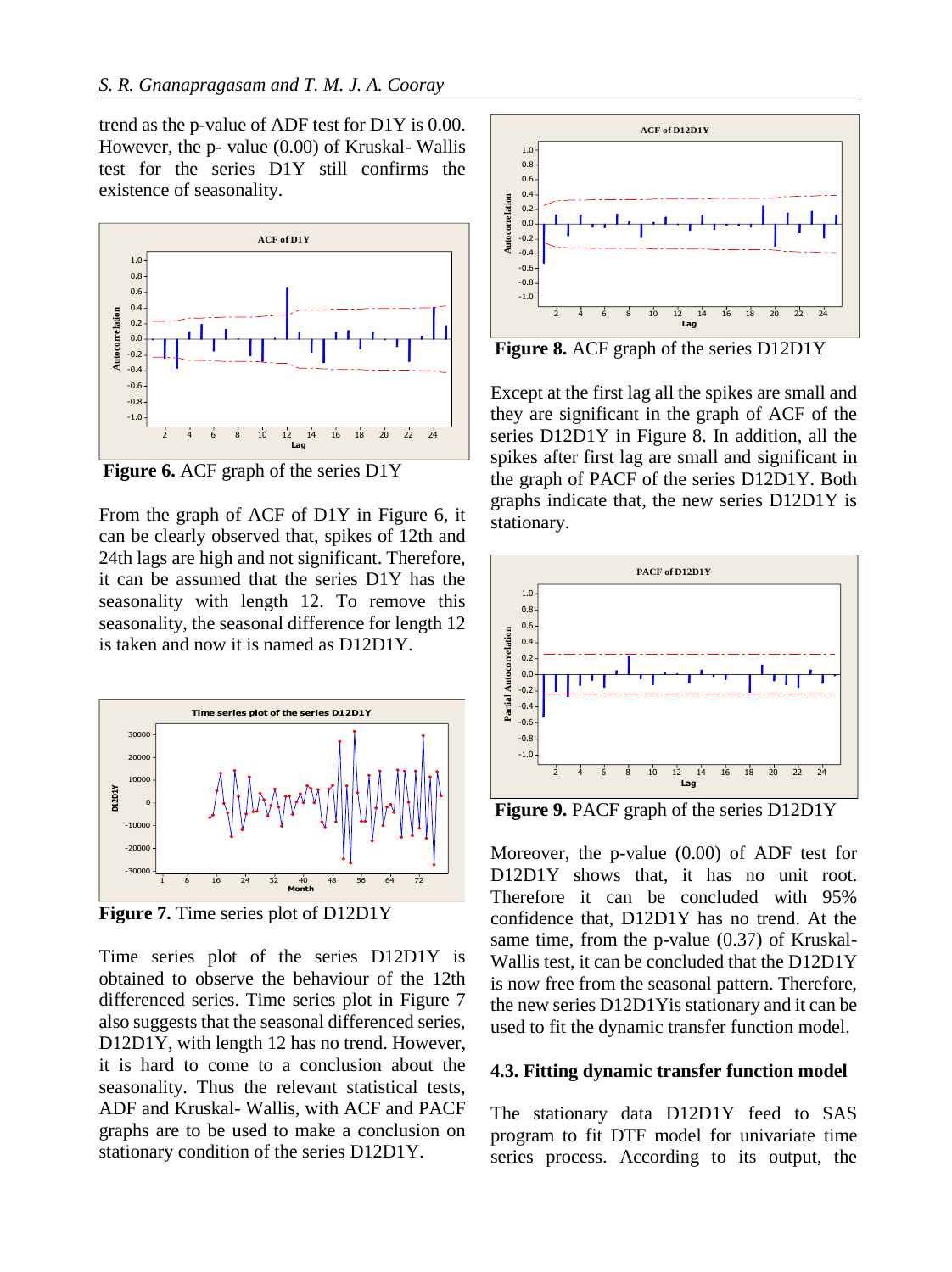trend as the p-value of ADF test for D1Y is 0.00. However, the p- value (0.00) of Kruskal- Wallis test for the series D1Y still confirms the existence of seasonality.

ACF of D1Y

Autocorrelation

1.0
0.8
0.6
0.4
0.2
0.0
-0.2
-0.4
-0.6
-0.8
-1.0

2 4 6 8 10 12 14 16 18 20 22 24

Lag

**Figure 6.** ACF graph of the series D1Y

From the graph of ACF of D1Y in Figure 6, it can be clearly observed that, spikes of 12th and 24th lags are high and not significant. Therefore, it can be assumed that the series D1Y has the seasonality with length 12. To remove this seasonality, the seasonal difference for length 12 is taken and now it is named as D12D1Y.

Time series plot of the series D12D1Y

D12D1Y

30000
20000
10000
0
-10000
-20000
-30000

1 8 16 24 32 40 48 56 64 72

Month

**Figure 7.** Time series plot of D12D1Y

Time series plot of the series D12D1Y is obtained to observe the behaviour of the 12th differenced series. Time series plot in Figure 7 also suggests that the seasonal differenced series, D12D1Y, with length 12 has no trend. However, it is hard to come to a conclusion about the seasonality. Thus the relevant statistical tests, ADF and Kruskal- Wallis, with ACF and PACF graphs are to be used to make a conclusion on stationary condition of the series D12D1Y.

ACF of D12D1Y

Autocorrelation

1.0
0.8
0.6
0.4
0.2
0.0
-0.2
-0.4
-0.6
-0.8
-1.0

2 4 6 8 10 12 14 16 18 20 22 24

Lag

**Figure 8.** ACF graph of the series D12D1Y

Except at the first lag all the spikes are small and they are significant in the graph of ACF of the series D12D1Y in Figure 8. In addition, all the spikes after first lag are small and significant in the graph of PACF of the series D12D1Y. Both graphs indicate that, the new series D12D1Y is stationary.

PACF of D12D1Y

Partial Autocorrelation

1.0
0.8
0.6
0.4
0.2
0.0
-0.2
-0.4
-0.6
-0.8
-1.0

2 4 6 8 10 12 14 16 18 20 22 24

Lag

**Figure 9.** PACF graph of the series D12D1Y

Moreover, the p-value (0.00) of ADF test for D12D1Y shows that, it has no unit root. Therefore it can be concluded with 95% confidence that, D12D1Y has no trend. At the same time, from the p-value (0.37) of Kruskal-Wallis test, it can be concluded that the D12D1Y is now free from the seasonal pattern. Therefore, the new series D12D1Yis stationary and it can be used to fit the dynamic transfer function model.

### 4.3. Fitting dynamic transfer function model

The stationary data D12D1Y feed to SAS program to fit DTF model for univariate time series process. According to its output, the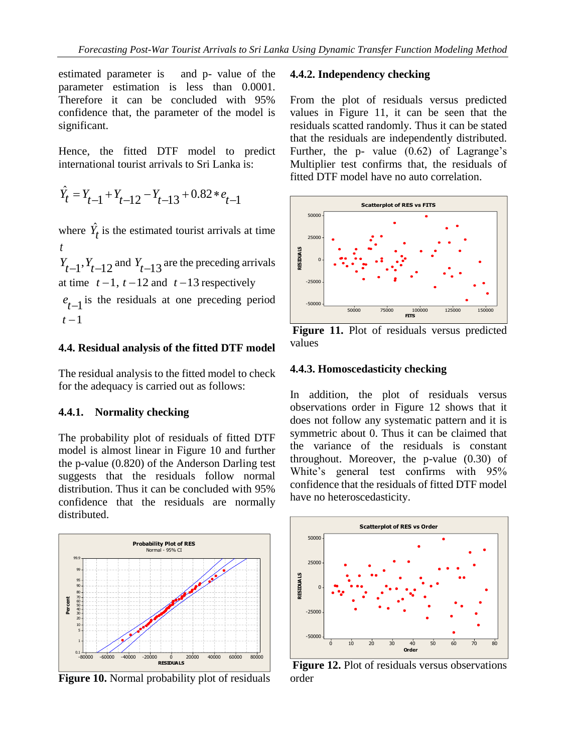estimated parameter is and p- value of the parameter estimation is less than 0.0001. Therefore it can be concluded with 95% confidence that, the parameter of the model is significant.

Hence, the fitted DTF model to predict international tourist arrivals to Sri Lanka is:

$$\hat{Y}_t = Y_{t-1} + Y_{t-12} - Y_{t-13} + 0.82 * e_{t-1}$$

where $\hat{Y}_t$ is the estimated tourist arrivals at time $t$

$Y_{t-1}, Y_{t-12}$ and $Y_{t-13}$ are the preceding arrivals at time $t-1$, $t-12$ and $t-13$ respectively

$e_{t-1}$ is the residuals at one preceding period $t-1$

### 4.4. Residual analysis of the fitted DTF model

The residual analysis to the fitted model to check for the adequacy is carried out as follows:

#### 4.4.1. Normality checking

The probability plot of residuals of fitted DTF model is almost linear in Figure 10 and further the p-value (0.820) of the Anderson Darling test suggests that the residuals follow normal distribution. Thus it can be concluded with 95% confidence that the residuals are normally distributed.

Probability Plot of RES
Normal - 95% CI
Percent
99.9
99
95
90
80
70
60
50
40
30
20
10
5
1
0.1
-80000 -60000 -40000 -20000 0 20000 40000 60000 80000
RESIDUALS

**Figure 10.** Normal probability plot of residuals

#### 4.4.2. Independency checking

From the plot of residuals versus predicted values in Figure 11, it can be seen that the residuals scatted randomly. Thus it can be stated that the residuals are independently distributed. Further, the p- value (0.62) of Lagrange's Multiplier test confirms that, the residuals of fitted DTF model have no auto correlation.

Scatterplot of RES vs FITS
RESIDUALS
50000
25000
0
-25000
-50000
50000 75000 100000 125000 150000
FITS

**Figure 11.** Plot of residuals versus predicted values

#### 4.4.3. Homoscedasticity checking

In addition, the plot of residuals versus observations order in Figure 12 shows that it does not follow any systematic pattern and it is symmetric about 0. Thus it can be claimed that the variance of the residuals is constant throughout. Moreover, the p-value (0.30) of White's general test confirms with 95% confidence that the residuals of fitted DTF model have no heteroscedasticity.

Scatterplot of RES vs Order
RESIDUALS
50000
25000
0
-25000
-50000
0 10 20 30 40 50 60 70 80
Order

**Figure 12.** Plot of residuals versus observations order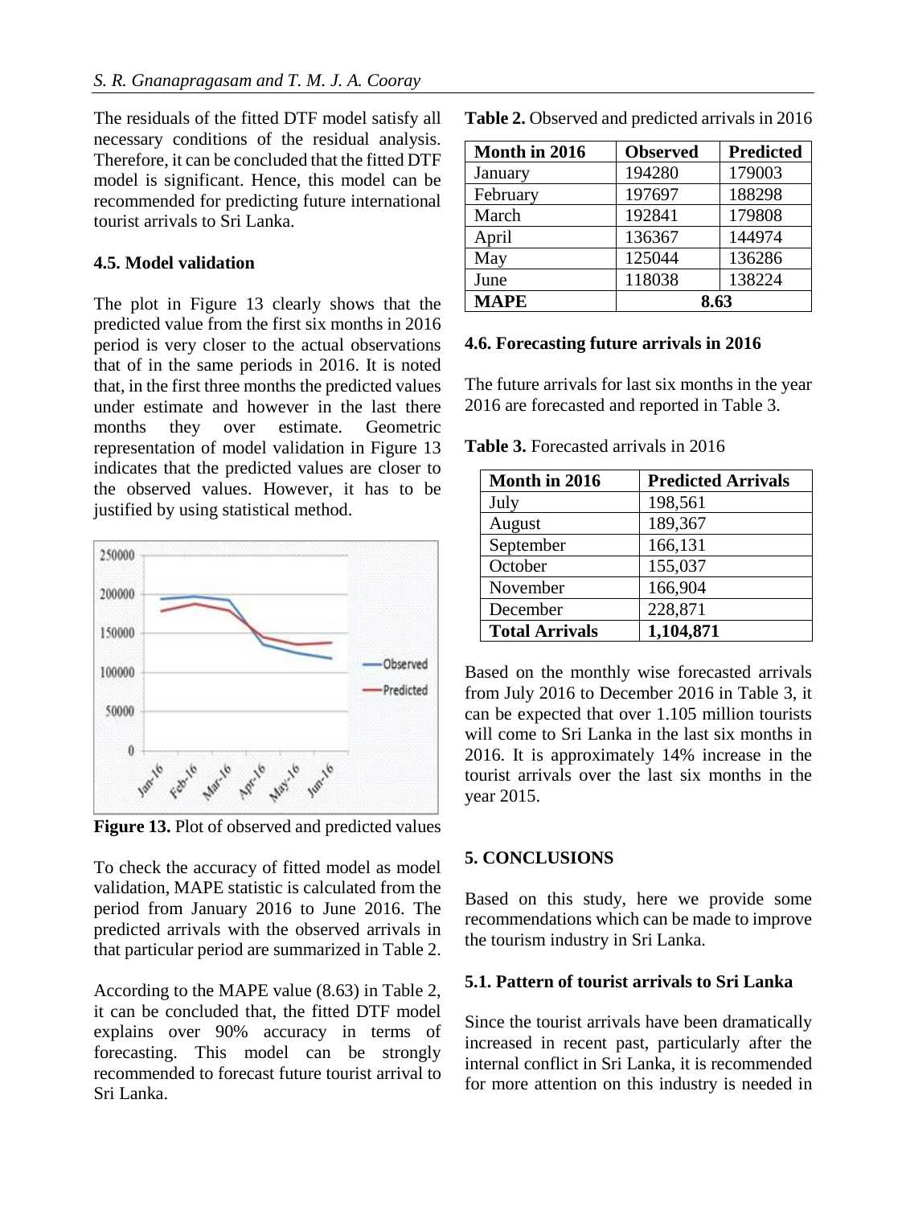The residuals of the fitted DTF model satisfy all necessary conditions of the residual analysis. Therefore, it can be concluded that the fitted DTF model is significant. Hence, this model can be recommended for predicting future international tourist arrivals to Sri Lanka.

### 4.5. Model validation

The plot in Figure 13 clearly shows that the predicted value from the first six months in 2016 period is very closer to the actual observations that of in the same periods in 2016. It is noted that, in the first three months the predicted values under estimate and however in the last there months they over estimate. Geometric representation of model validation in Figure 13 indicates that the predicted values are closer to the observed values. However, it has to be justified by using statistical method.

250000
200000
150000
100000
50000
0
Jan-16
Feb-16
Mar-16
Apr-16
May-16
Jun-16
Observed
Predicted

**Figure 13.** Plot of observed and predicted values

To check the accuracy of fitted model as model validation, MAPE statistic is calculated from the period from January 2016 to June 2016. The predicted arrivals with the observed arrivals in that particular period are summarized in Table 2.

According to the MAPE value (8.63) in Table 2, it can be concluded that, the fitted DTF model explains over 90% accuracy in terms of forecasting. This model can be strongly recommended to forecast future tourist arrival to Sri Lanka.

**Table 2.** Observed and predicted arrivals in 2016

| Month in 2016 | Observed | Predicted |
|---|---|---|
| January | 194280 | 179003 |
| February | 197697 | 188298 |
| March | 192841 | 179808 |
| April | 136367 | 144974 |
| May | 125044 | 136286 |
| June | 118038 | 138224 |
| **MAPE** | **8.63** | |

### 4.6. Forecasting future arrivals in 2016

The future arrivals for last six months in the year 2016 are forecasted and reported in Table 3.

**Table 3.** Forecasted arrivals in 2016

| Month in 2016 | Predicted Arrivals |
|---|---|
| July | 198,561 |
| August | 189,367 |
| September | 166,131 |
| October | 155,037 |
| November | 166,904 |
| December | 228,871 |
| **Total Arrivals** | **1,104,871** |

Based on the monthly wise forecasted arrivals from July 2016 to December 2016 in Table 3, it can be expected that over 1.105 million tourists will come to Sri Lanka in the last six months in 2016. It is approximately 14% increase in the tourist arrivals over the last six months in the year 2015.

## 5. CONCLUSIONS

Based on this study, here we provide some recommendations which can be made to improve the tourism industry in Sri Lanka.

### 5.1. Pattern of tourist arrivals to Sri Lanka

Since the tourist arrivals have been dramatically increased in recent past, particularly after the internal conflict in Sri Lanka, it is recommended for more attention on this industry is needed in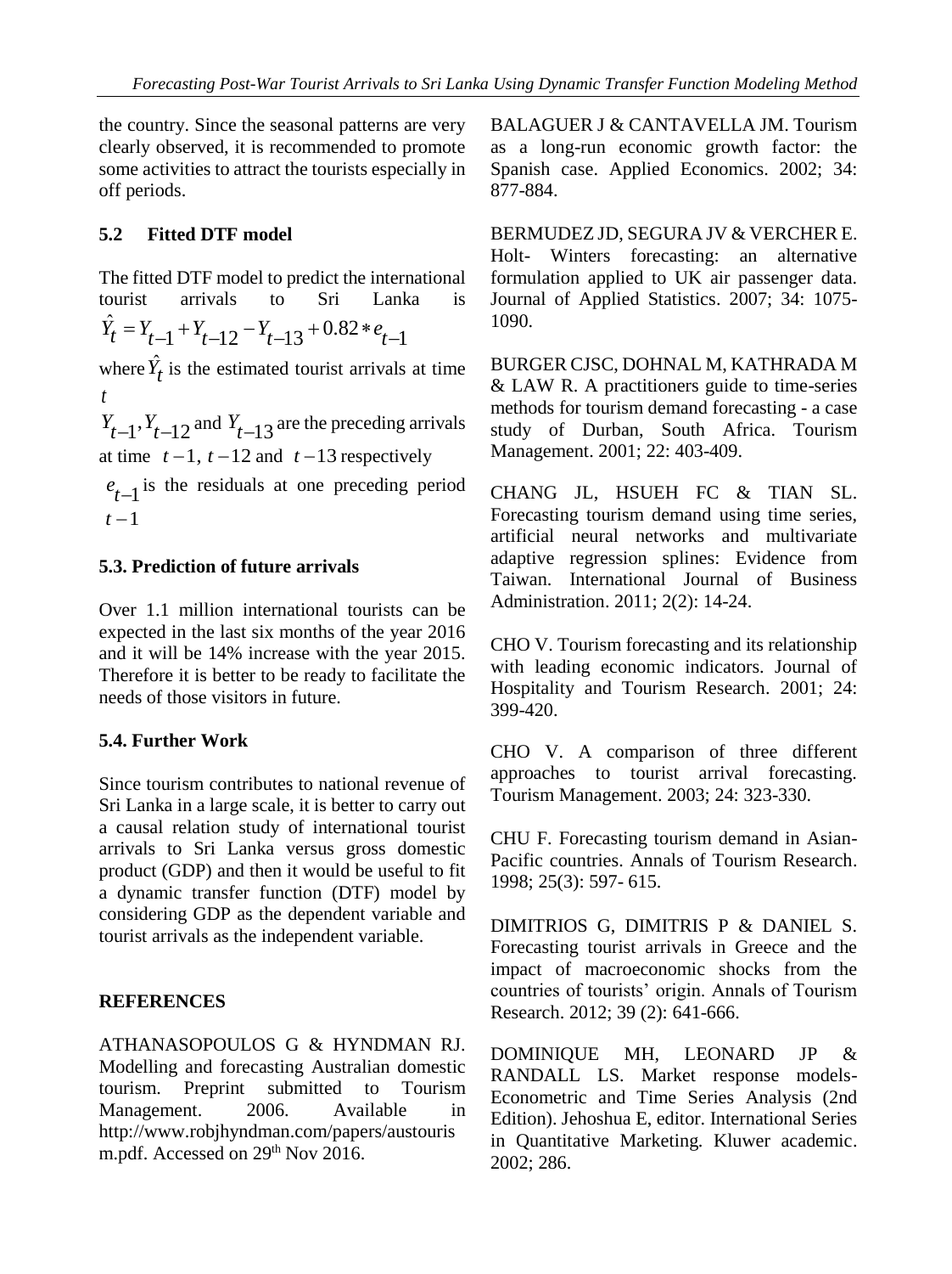the country. Since the seasonal patterns are very clearly observed, it is recommended to promote some activities to attract the tourists especially in off periods.

### 5.2 Fitted DTF model

The fitted DTF model to predict the international tourist arrivals to Sri Lanka is

$$\hat{Y}_t = Y_{t-1} + Y_{t-12} - Y_{t-13} + 0.82 * e_{t-1}$$

where $\hat{Y}_t$ is the estimated tourist arrivals at time $t$

$Y_{t-1}, Y_{t-12}$ and $Y_{t-13}$ are the preceding arrivals at time $t-1$, $t-12$ and $t-13$ respectively

$e_{t-1}$ is the residuals at one preceding period $t-1$

### 5.3. Prediction of future arrivals

Over 1.1 million international tourists can be expected in the last six months of the year 2016 and it will be 14% increase with the year 2015. Therefore it is better to be ready to facilitate the needs of those visitors in future.

### 5.4. Further Work

Since tourism contributes to national revenue of Sri Lanka in a large scale, it is better to carry out a causal relation study of international tourist arrivals to Sri Lanka versus gross domestic product (GDP) and then it would be useful to fit a dynamic transfer function (DTF) model by considering GDP as the dependent variable and tourist arrivals as the independent variable.

## REFERENCES

ATHANASOPOULOS G & HYNDMAN RJ. Modelling and forecasting Australian domestic tourism. Preprint submitted to Tourism Management. 2006. Available in http://www.robjhyndman.com/papers/austourism.pdf. Accessed on 29th Nov 2016.

BALAGUER J & CANTAVELLA JM. Tourism as a long-run economic growth factor: the Spanish case. Applied Economics. 2002; 34: 877-884.

BERMUDEZ JD, SEGURA JV & VERCHER E. Holt- Winters forecasting: an alternative formulation applied to UK air passenger data. Journal of Applied Statistics. 2007; 34: 1075-1090.

BURGER CJSC, DOHNAL M, KATHRADA M & LAW R. A practitioners guide to time-series methods for tourism demand forecasting - a case study of Durban, South Africa. Tourism Management. 2001; 22: 403-409.

CHANG JL, HSUEH FC & TIAN SL. Forecasting tourism demand using time series, artificial neural networks and multivariate adaptive regression splines: Evidence from Taiwan. International Journal of Business Administration. 2011; 2(2): 14-24.

CHO V. Tourism forecasting and its relationship with leading economic indicators. Journal of Hospitality and Tourism Research. 2001; 24: 399-420.

CHO V. A comparison of three different approaches to tourist arrival forecasting. Tourism Management. 2003; 24: 323-330.

CHU F. Forecasting tourism demand in Asian-Pacific countries. Annals of Tourism Research. 1998; 25(3): 597- 615.

DIMITRIOS G, DIMITRIS P & DANIEL S. Forecasting tourist arrivals in Greece and the impact of macroeconomic shocks from the countries of tourists' origin. Annals of Tourism Research. 2012; 39 (2): 641-666.

DOMINIQUE MH, LEONARD JP & RANDALL LS. Market response models- Econometric and Time Series Analysis (2nd Edition). Jehoshua E, editor. International Series in Quantitative Marketing. Kluwer academic. 2002; 286.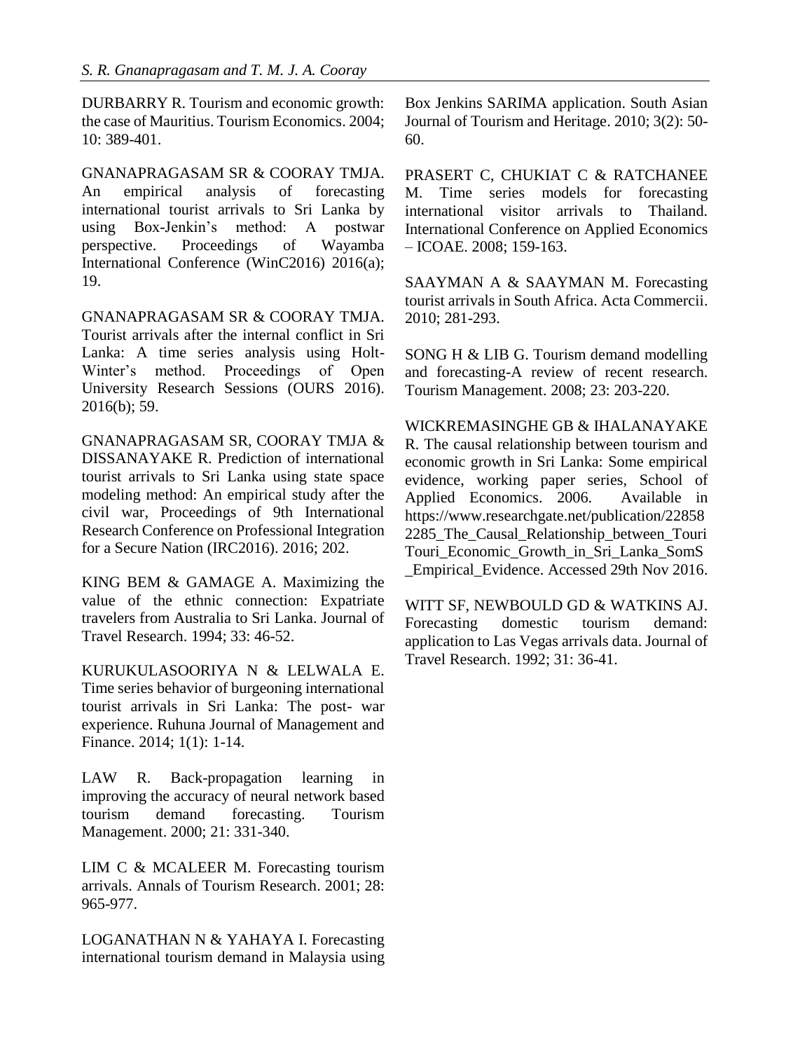DURBARRY R. Tourism and economic growth: the case of Mauritius. Tourism Economics. 2004; 10: 389-401.

GNANAPRAGASAM SR & COORAY TMJA. An empirical analysis of forecasting international tourist arrivals to Sri Lanka by using Box-Jenkin's method: A postwar perspective. Proceedings of Wayamba International Conference (WinC2016) 2016(a); 19.

GNANAPRAGASAM SR & COORAY TMJA. Tourist arrivals after the internal conflict in Sri Lanka: A time series analysis using Holt-Winter's method. Proceedings of Open University Research Sessions (OURS 2016). 2016(b); 59.

GNANAPRAGASAM SR, COORAY TMJA & DISSANAYAKE R. Prediction of international tourist arrivals to Sri Lanka using state space modeling method: An empirical study after the civil war, Proceedings of 9th International Research Conference on Professional Integration for a Secure Nation (IRC2016). 2016; 202.

KING BEM & GAMAGE A. Maximizing the value of the ethnic connection: Expatriate travelers from Australia to Sri Lanka. Journal of Travel Research. 1994; 33: 46-52.

KURUKULASOORIYA N & LELWALA E. Time series behavior of burgeoning international tourist arrivals in Sri Lanka: The post- war experience. Ruhuna Journal of Management and Finance. 2014; 1(1): 1-14.

LAW R. Back-propagation learning in improving the accuracy of neural network based tourism demand forecasting. Tourism Management. 2000; 21: 331-340.

LIM C & MCALEER M. Forecasting tourism arrivals. Annals of Tourism Research. 2001; 28: 965-977.

LOGANATHAN N & YAHAYA I. Forecasting international tourism demand in Malaysia using Box Jenkins SARIMA application. South Asian Journal of Tourism and Heritage. 2010; 3(2): 50-60.

PRASERT C, CHUKIAT C & RATCHANEE M. Time series models for forecasting international visitor arrivals to Thailand. International Conference on Applied Economics – ICOAE. 2008; 159-163.

SAAYMAN A & SAAYMAN M. Forecasting tourist arrivals in South Africa. Acta Commercii. 2010; 281-293.

SONG H & LIB G. Tourism demand modelling and forecasting-A review of recent research. Tourism Management. 2008; 23: 203-220.

WICKREMASINGHE GB & IHALANAYAKE R. The causal relationship between tourism and economic growth in Sri Lanka: Some empirical evidence, working paper series, School of Applied Economics. 2006. Available in https://www.researchgate.net/publication/228582285_The_Causal_Relationship_between_TouriTouri_Economic_Growth_in_Sri_Lanka_SomS_Empirical_Evidence. Accessed 29th Nov 2016.

WITT SF, NEWBOULD GD & WATKINS AJ. Forecasting domestic tourism demand: application to Las Vegas arrivals data. Journal of Travel Research. 1992; 31: 36-41.